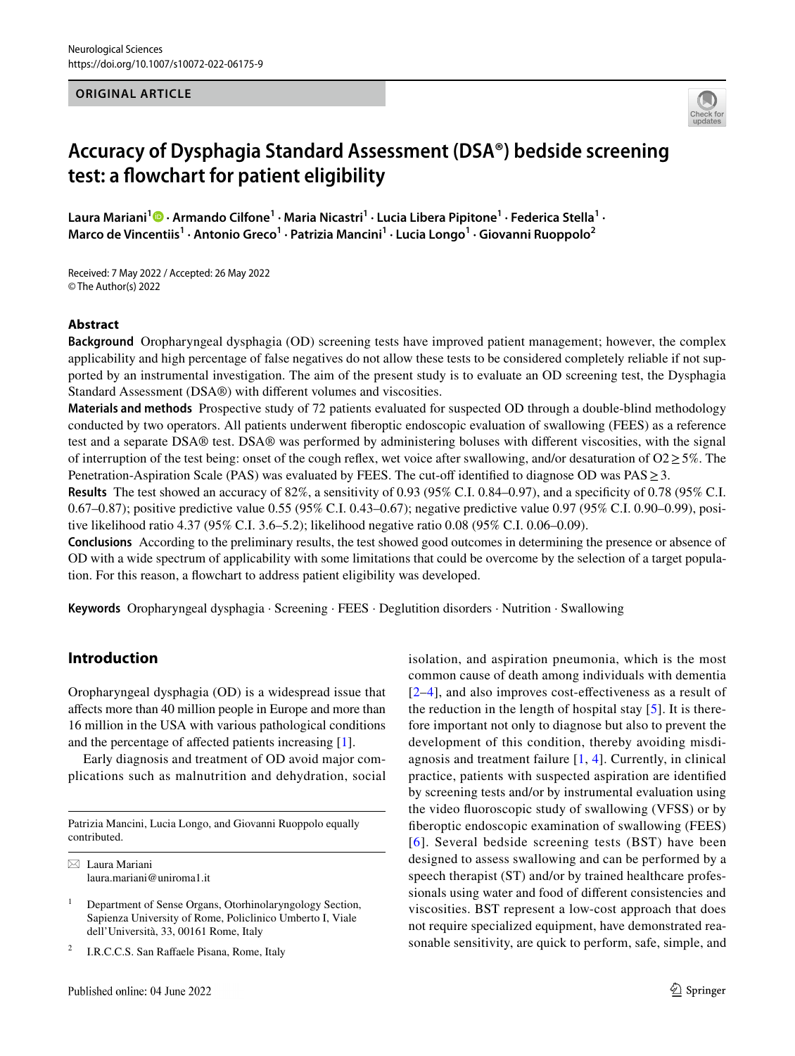ORIGINAL ARTICLE

# Accuracy of Dysphagia Standard Assessment (DSA®) bedside screening test: a flowchart for patient eligibility

**Laura Mariani[1] · Armando Cilfone[1] · Maria Nicastri[1] · Lucia Libera Pipitone[1] · Federica Stella[1] · Marco de Vincentiis[1] · Antonio Greco[1] · Patrizia Mancini[1] · Lucia Longo[1] · Giovanni Ruoppolo[2]**

Received: 7 May 2022 / Accepted: 26 May 2022
© The Author(s) 2022

## Abstract

**Background** Oropharyngeal dysphagia (OD) screening tests have improved patient management; however, the complex applicability and high percentage of false negatives do not allow these tests to be considered completely reliable if not supported by an instrumental investigation. The aim of the present study is to evaluate an OD screening test, the Dysphagia Standard Assessment (DSA®) with different volumes and viscosities.

**Materials and methods** Prospective study of 72 patients evaluated for suspected OD through a double-blind methodology conducted by two operators. All patients underwent fiberoptic endoscopic evaluation of swallowing (FEES) as a reference test and a separate DSA® test. DSA® was performed by administering boluses with different viscosities, with the signal of interruption of the test being: onset of the cough reflex, wet voice after swallowing, and/or desaturation of $O2 \geq 5\%$. The Penetration-Aspiration Scale (PAS) was evaluated by FEES. The cut-off identified to diagnose OD was $PAS \geq 3$.

**Results** The test showed an accuracy of 82%, a sensitivity of 0.93 (95% C.I. 0.84–0.97), and a specificity of 0.78 (95% C.I. 0.67–0.87); positive predictive value 0.55 (95% C.I. 0.43–0.67); negative predictive value 0.97 (95% C.I. 0.90–0.99), positive likelihood ratio 4.37 (95% C.I. 3.6–5.2); likelihood negative ratio 0.08 (95% C.I. 0.06–0.09).

**Conclusions** According to the preliminary results, the test showed good outcomes in determining the presence or absence of OD with a wide spectrum of applicability with some limitations that could be overcome by the selection of a target population. For this reason, a flowchart to address patient eligibility was developed.

**Keywords** Oropharyngeal dysphagia · Screening · FEES · Deglutition disorders · Nutrition · Swallowing

## Introduction

Oropharyngeal dysphagia (OD) is a widespread issue that affects more than 40 million people in Europe and more than 16 million in the USA with various pathological conditions and the percentage of affected patients increasing [1].

Early diagnosis and treatment of OD avoid major complications such as malnutrition and dehydration, social isolation, and aspiration pneumonia, which is the most common cause of death among individuals with dementia [2–4], and also improves cost-effectiveness as a result of the reduction in the length of hospital stay [5]. It is therefore important not only to diagnose but also to prevent the development of this condition, thereby avoiding misdiagnosis and treatment failure [1, 4]. Currently, in clinical practice, patients with suspected aspiration are identified by screening tests and/or by instrumental evaluation using the video fluoroscopic study of swallowing (VFSS) or by fiberoptic endoscopic examination of swallowing (FEES) [6]. Several bedside screening tests (BST) have been designed to assess swallowing and can be performed by a speech therapist (ST) and/or by trained healthcare professionals using water and food of different consistencies and viscosities. BST represent a low-cost approach that does not require specialized equipment, have demonstrated reasonable sensitivity, are quick to perform, safe, simple, and

---

Patrizia Mancini, Lucia Longo, and Giovanni Ruoppolo equally contributed.

✉ Laura Mariani
laura.mariani@uniroma1.it

[1] Department of Sense Organs, Otorhinolaryngology Section, Sapienza University of Rome, Policlinico Umberto I, Viale dell'Università, 33, 00161 Rome, Italy

[2] I.R.C.C.S. San Raffaele Pisana, Rome, Italy

Published online: 04 June 2022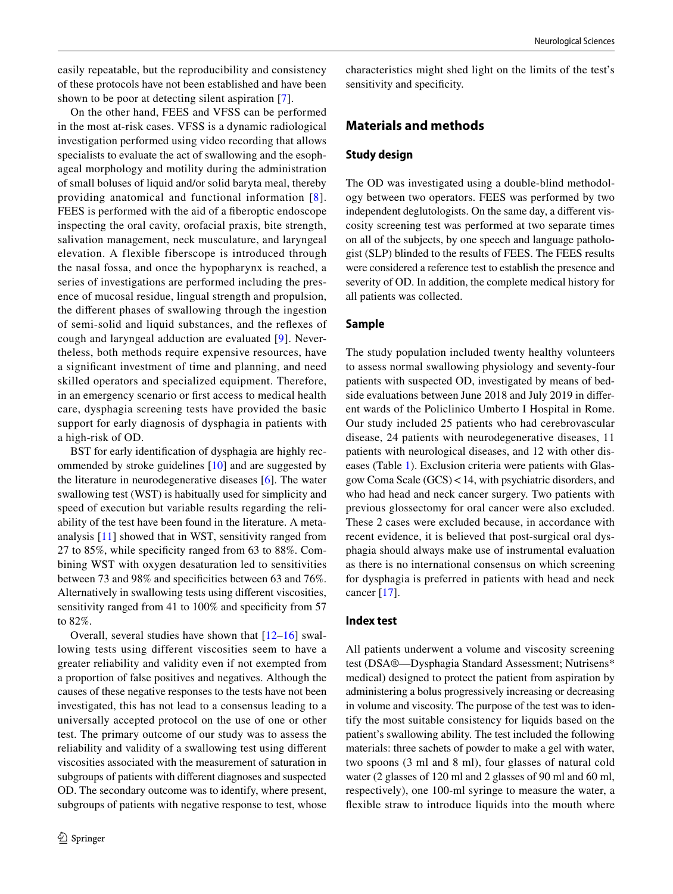easily repeatable, but the reproducibility and consistency of these protocols have not been established and have been shown to be poor at detecting silent aspiration [7].

On the other hand, FEES and VFSS can be performed in the most at-risk cases. VFSS is a dynamic radiological investigation performed using video recording that allows specialists to evaluate the act of swallowing and the esophageal morphology and motility during the administration of small boluses of liquid and/or solid baryta meal, thereby providing anatomical and functional information [8]. FEES is performed with the aid of a fiberoptic endoscope inspecting the oral cavity, orofacial praxis, bite strength, salivation management, neck musculature, and laryngeal elevation. A flexible fiberscope is introduced through the nasal fossa, and once the hypopharynx is reached, a series of investigations are performed including the presence of mucosal residue, lingual strength and propulsion, the different phases of swallowing through the ingestion of semi-solid and liquid substances, and the reflexes of cough and laryngeal adduction are evaluated [9]. Nevertheless, both methods require expensive resources, have a significant investment of time and planning, and need skilled operators and specialized equipment. Therefore, in an emergency scenario or first access to medical health care, dysphagia screening tests have provided the basic support for early diagnosis of dysphagia in patients with a high-risk of OD.

BST for early identification of dysphagia are highly recommended by stroke guidelines [10] and are suggested by the literature in neurodegenerative diseases [6]. The water swallowing test (WST) is habitually used for simplicity and speed of execution but variable results regarding the reliability of the test have been found in the literature. A meta-analysis [11] showed that in WST, sensitivity ranged from 27 to 85%, while specificity ranged from 63 to 88%. Combining WST with oxygen desaturation led to sensitivities between 73 and 98% and specificities between 63 and 76%. Alternatively in swallowing tests using different viscosities, sensitivity ranged from 41 to 100% and specificity from 57 to 82%.

Overall, several studies have shown that [12–16] swallowing tests using different viscosities seem to have a greater reliability and validity even if not exempted from a proportion of false positives and negatives. Although the causes of these negative responses to the tests have not been investigated, this has not lead to a consensus leading to a universally accepted protocol on the use of one or other test. The primary outcome of our study was to assess the reliability and validity of a swallowing test using different viscosities associated with the measurement of saturation in subgroups of patients with different diagnoses and suspected OD. The secondary outcome was to identify, where present, subgroups of patients with negative response to test, whose characteristics might shed light on the limits of the test's sensitivity and specificity.

## Materials and methods

### Study design

The OD was investigated using a double-blind methodology between two operators. FEES was performed by two independent deglutologists. On the same day, a different viscosity screening test was performed at two separate times on all of the subjects, by one speech and language pathologist (SLP) blinded to the results of FEES. The FEES results were considered a reference test to establish the presence and severity of OD. In addition, the complete medical history for all patients was collected.

### Sample

The study population included twenty healthy volunteers to assess normal swallowing physiology and seventy-four patients with suspected OD, investigated by means of bedside evaluations between June 2018 and July 2019 in different wards of the Policlinico Umberto I Hospital in Rome. Our study included 25 patients who had cerebrovascular disease, 24 patients with neurodegenerative diseases, 11 patients with neurological diseases, and 12 with other diseases (Table 1). Exclusion criteria were patients with Glasgow Coma Scale (GCS) < 14, with psychiatric disorders, and who had head and neck cancer surgery. Two patients with previous glossectomy for oral cancer were also excluded. These 2 cases were excluded because, in accordance with recent evidence, it is believed that post-surgical oral dysphagia should always make use of instrumental evaluation as there is no international consensus on which screening for dysphagia is preferred in patients with head and neck cancer [17].

### Index test

All patients underwent a volume and viscosity screening test (DSA®—Dysphagia Standard Assessment; Nutrisens* medical) designed to protect the patient from aspiration by administering a bolus progressively increasing or decreasing in volume and viscosity. The purpose of the test was to identify the most suitable consistency for liquids based on the patient's swallowing ability. The test included the following materials: three sachets of powder to make a gel with water, two spoons (3 ml and 8 ml), four glasses of natural cold water (2 glasses of 120 ml and 2 glasses of 90 ml and 60 ml, respectively), one 100-ml syringe to measure the water, a flexible straw to introduce liquids into the mouth where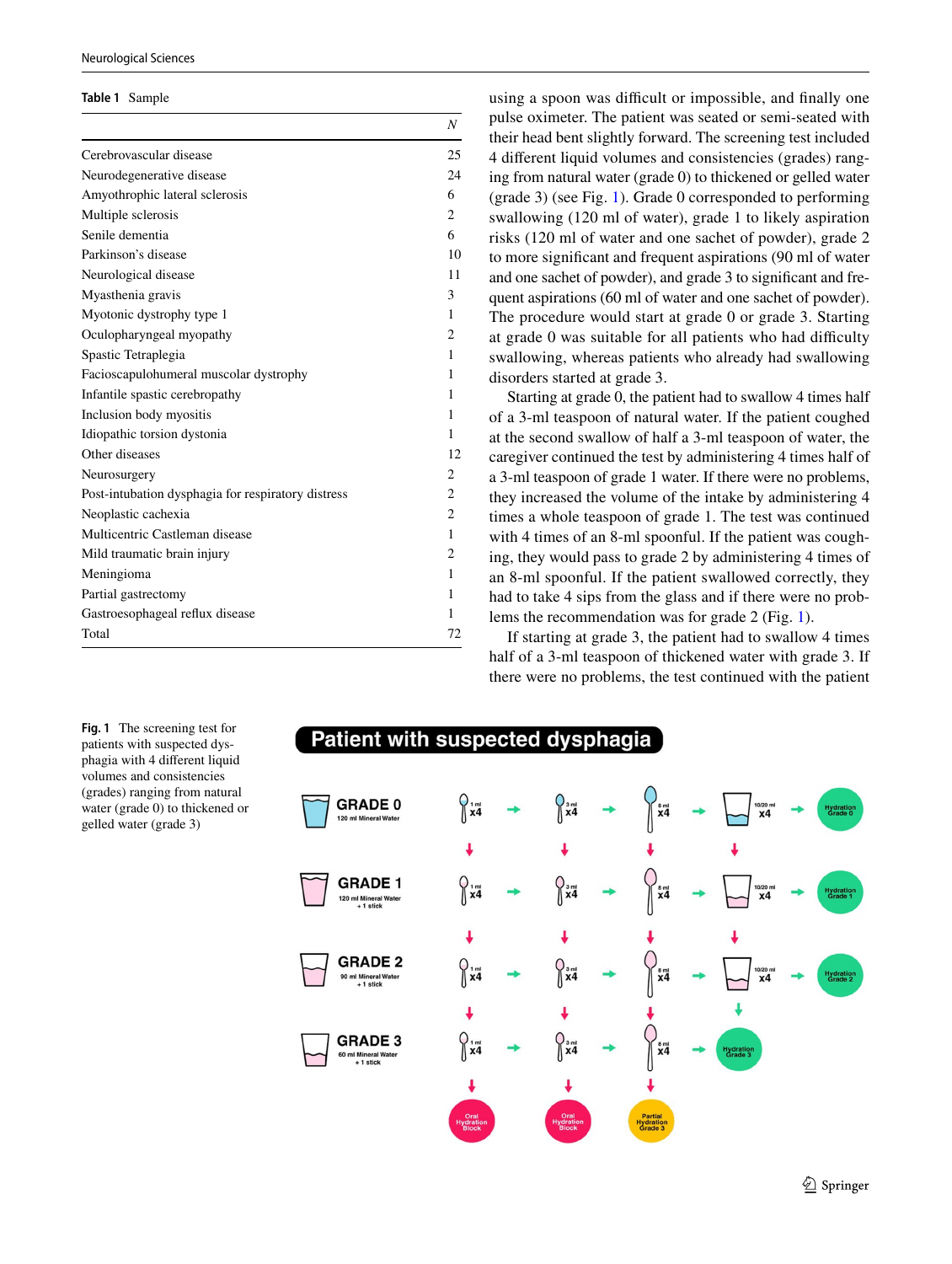**Table 1** Sample

| | N |
|---|---|
| Cerebrovascular disease | 25 |
| Neurodegenerative disease | 24 |
| Amyothrophic lateral sclerosis | 6 |
| Multiple sclerosis | 2 |
| Senile dementia | 6 |
| Parkinson's disease | 10 |
| Neurological disease | 11 |
| Myasthenia gravis | 3 |
| Myotonic dystrophy type 1 | 1 |
| Oculopharyngeal myopathy | 2 |
| Spastic Tetraplegia | 1 |
| Facioscapulohumeral muscolar dystrophy | 1 |
| Infantile spastic cerebropathy | 1 |
| Inclusion body myositis | 1 |
| Idiopathic torsion dystonia | 1 |
| Other diseases | 12 |
| Neurosurgery | 2 |
| Post-intubation dysphagia for respiratory distress | 2 |
| Neoplastic cachexia | 2 |
| Multicentric Castleman disease | 1 |
| Mild traumatic brain injury | 2 |
| Meningioma | 1 |
| Partial gastrectomy | 1 |
| Gastroesophageal reflux disease | 1 |
| Total | 72 |

using a spoon was difficult or impossible, and finally one pulse oximeter. The patient was seated or semi-seated with their head bent slightly forward. The screening test included 4 different liquid volumes and consistencies (grades) ranging from natural water (grade 0) to thickened or gelled water (grade 3) (see Fig. 1). Grade 0 corresponded to performing swallowing (120 ml of water), grade 1 to likely aspiration risks (120 ml of water and one sachet of powder), grade 2 to more significant and frequent aspirations (90 ml of water and one sachet of powder), and grade 3 to significant and frequent aspirations (60 ml of water and one sachet of powder). The procedure would start at grade 0 or grade 3. Starting at grade 0 was suitable for all patients who had difficulty swallowing, whereas patients who already had swallowing disorders started at grade 3.

Starting at grade 0, the patient had to swallow 4 times half of a 3-ml teaspoon of natural water. If the patient coughed at the second swallow of half a 3-ml teaspoon of water, the caregiver continued the test by administering 4 times half of a 3-ml teaspoon of grade 1 water. If there were no problems, they increased the volume of the intake by administering 4 times a whole teaspoon of grade 1. The test was continued with 4 times of an 8-ml spoonful. If the patient was coughing, they would pass to grade 2 by administering 4 times of an 8-ml spoonful. If the patient swallowed correctly, they had to take 4 sips from the glass and if there were no problems the recommendation was for grade 2 (Fig. 1).

If starting at grade 3, the patient had to swallow 4 times half of a 3-ml teaspoon of thickened water with grade 3. If there were no problems, the test continued with the patient

**Fig. 1** The screening test for patients with suspected dysphagia with 4 different liquid volumes and consistencies (grades) ranging from natural water (grade 0) to thickened or gelled water (grade 3)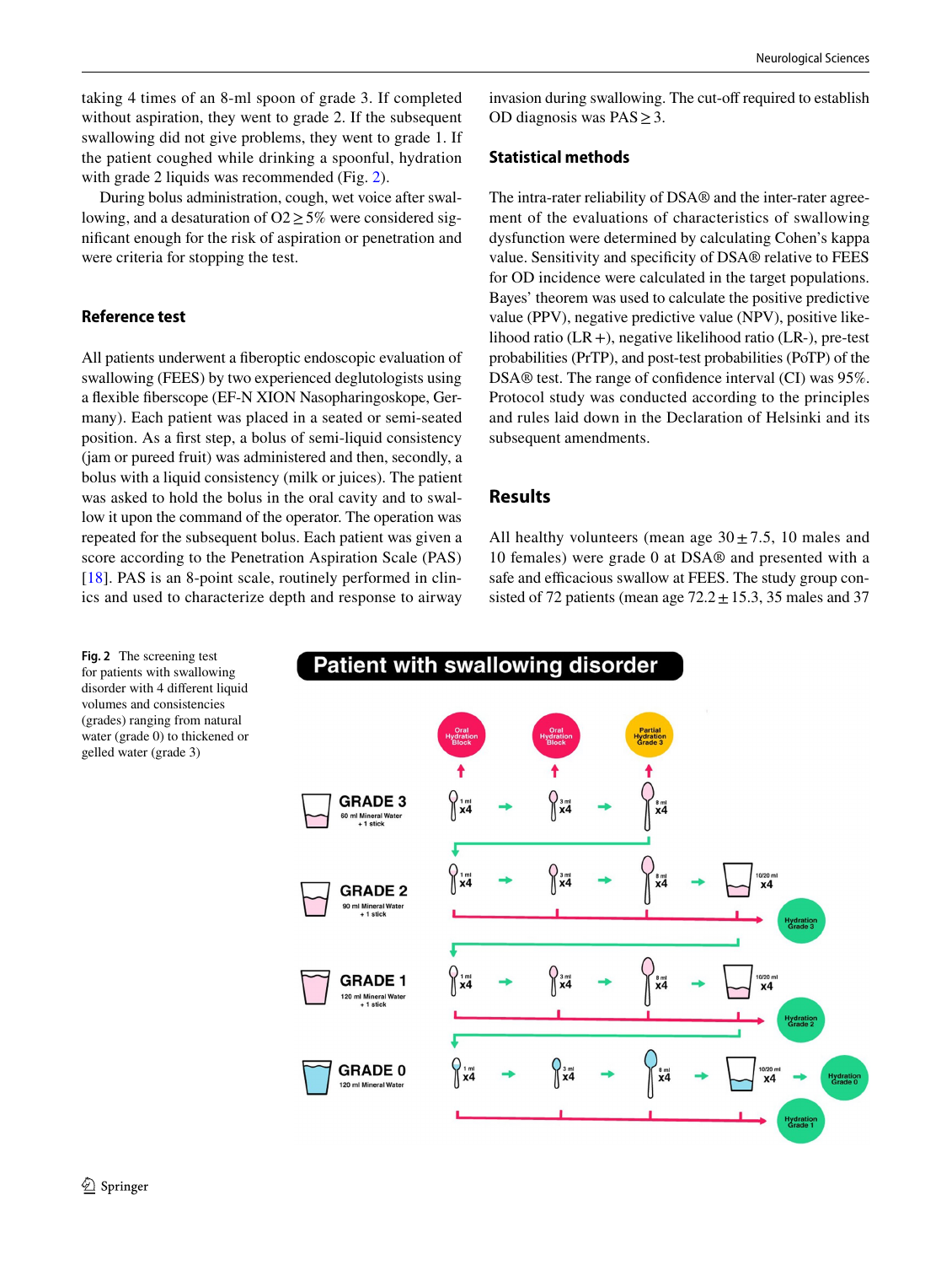taking 4 times of an 8-ml spoon of grade 3. If completed without aspiration, they went to grade 2. If the subsequent swallowing did not give problems, they went to grade 1. If the patient coughed while drinking a spoonful, hydration with grade 2 liquids was recommended (Fig. 2).

During bolus administration, cough, wet voice after swallowing, and a desaturation of $O2 \geq 5\%$ were considered significant enough for the risk of aspiration or penetration and were criteria for stopping the test.

### Reference test

All patients underwent a fiberoptic endoscopic evaluation of swallowing (FEES) by two experienced deglutologists using a flexible fiberscope (EF-N XION Nasopharingoskope, Germany). Each patient was placed in a seated or semi-seated position. As a first step, a bolus of semi-liquid consistency (jam or pureed fruit) was administered and then, secondly, a bolus with a liquid consistency (milk or juices). The patient was asked to hold the bolus in the oral cavity and to swallow it upon the command of the operator. The operation was repeated for the subsequent bolus. Each patient was given a score according to the Penetration Aspiration Scale (PAS) [18]. PAS is an 8-point scale, routinely performed in clinics and used to characterize depth and response to airway invasion during swallowing. The cut-off required to establish OD diagnosis was $PAS \geq 3$.

### Statistical methods

The intra-rater reliability of DSA® and the inter-rater agreement of the evaluations of characteristics of swallowing dysfunction were determined by calculating Cohen's kappa value. Sensitivity and specificity of DSA® relative to FEES for OD incidence were calculated in the target populations. Bayes' theorem was used to calculate the positive predictive value (PPV), negative predictive value (NPV), positive likelihood ratio (LR +), negative likelihood ratio (LR-), pre-test probabilities (PrTP), and post-test probabilities (PoTP) of the DSA® test. The range of confidence interval (CI) was 95%. Protocol study was conducted according to the principles and rules laid down in the Declaration of Helsinki and its subsequent amendments.

## Results

All healthy volunteers (mean age $30 \pm 7.5$, 10 males and 10 females) were grade 0 at DSA® and presented with a safe and efficacious swallow at FEES. The study group consisted of 72 patients (mean age $72.2 \pm 15.3$, 35 males and 37

**Fig. 2** The screening test for patients with swallowing disorder with 4 different liquid volumes and consistencies (grades) ranging from natural water (grade 0) to thickened or gelled water (grade 3)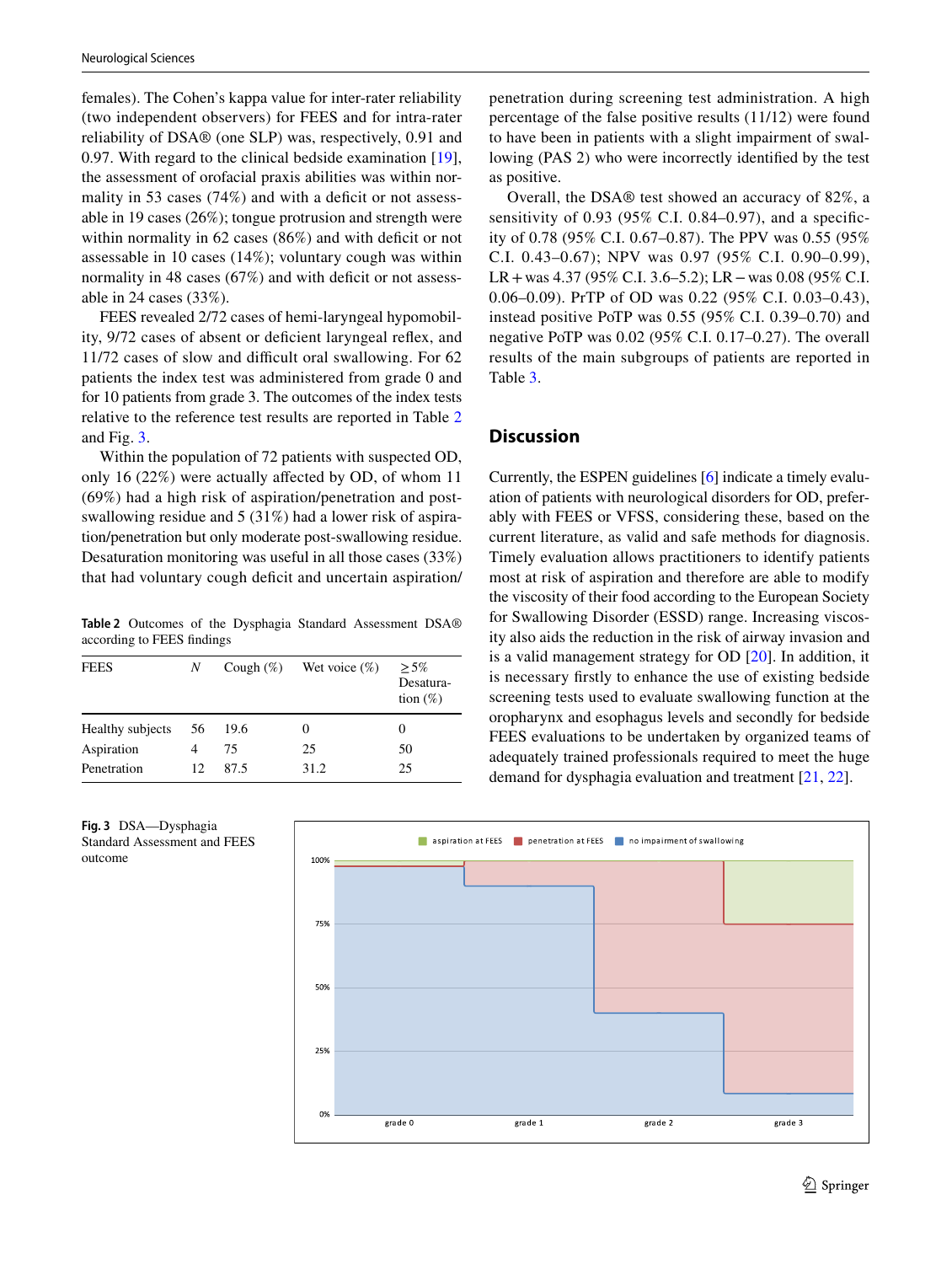females). The Cohen's kappa value for inter-rater reliability (two independent observers) for FEES and for intra-rater reliability of DSA® (one SLP) was, respectively, 0.91 and 0.97. With regard to the clinical bedside examination [19], the assessment of orofacial praxis abilities was within normality in 53 cases (74%) and with a deficit or not assessable in 19 cases (26%); tongue protrusion and strength were within normality in 62 cases (86%) and with deficit or not assessable in 10 cases (14%); voluntary cough was within normality in 48 cases (67%) and with deficit or not assessable in 24 cases (33%).

FEES revealed 2/72 cases of hemi-laryngeal hypomobility, 9/72 cases of absent or deficient laryngeal reflex, and 11/72 cases of slow and difficult oral swallowing. For 62 patients the index test was administered from grade 0 and for 10 patients from grade 3. The outcomes of the index tests relative to the reference test results are reported in Table 2 and Fig. 3.

Within the population of 72 patients with suspected OD, only 16 (22%) were actually affected by OD, of whom 11 (69%) had a high risk of aspiration/penetration and post-swallowing residue and 5 (31%) had a lower risk of aspiration/penetration but only moderate post-swallowing residue. Desaturation monitoring was useful in all those cases (33%) that had voluntary cough deficit and uncertain aspiration/penetration during screening test administration. A high percentage of the false positive results (11/12) were found to have been in patients with a slight impairment of swallowing (PAS 2) who were incorrectly identified by the test as positive.

Overall, the DSA® test showed an accuracy of 82%, a sensitivity of 0.93 (95% C.I. 0.84–0.97), and a specificity of 0.78 (95% C.I. 0.67–0.87). The PPV was 0.55 (95% C.I. 0.43–0.67); NPV was 0.97 (95% C.I. 0.90–0.99), LR + was 4.37 (95% C.I. 3.6–5.2); LR − was 0.08 (95% C.I. 0.06–0.09). PrTP of OD was 0.22 (95% C.I. 0.03–0.43), instead positive PoTP was 0.55 (95% C.I. 0.39–0.70) and negative PoTP was 0.02 (95% C.I. 0.17–0.27). The overall results of the main subgroups of patients are reported in Table 3.

**Table 2** Outcomes of the Dysphagia Standard Assessment DSA® according to FEES findings

| FEES | N | Cough (%) | Wet voice (%) | ≥ 5% Desaturation (%) |
|---|---|---|---|---|
| Healthy subjects | 56 | 19.6 | 0 | 0 |
| Aspiration | 4 | 75 | 25 | 50 |
| Penetration | 12 | 87.5 | 31.2 | 25 |

**Fig. 3** DSA—Dysphagia Standard Assessment and FEES outcome

## Discussion

Currently, the ESPEN guidelines [6] indicate a timely evaluation of patients with neurological disorders for OD, preferably with FEES or VFSS, considering these, based on the current literature, as valid and safe methods for diagnosis. Timely evaluation allows practitioners to identify patients most at risk of aspiration and therefore are able to modify the viscosity of their food according to the European Society for Swallowing Disorder (ESSD) range. Increasing viscosity also aids the reduction in the risk of airway invasion and is a valid management strategy for OD [20]. In addition, it is necessary firstly to enhance the use of existing bedside screening tests used to evaluate swallowing function at the oropharynx and esophagus levels and secondly for bedside FEES evaluations to be undertaken by organized teams of adequately trained professionals required to meet the huge demand for dysphagia evaluation and treatment [21, 22].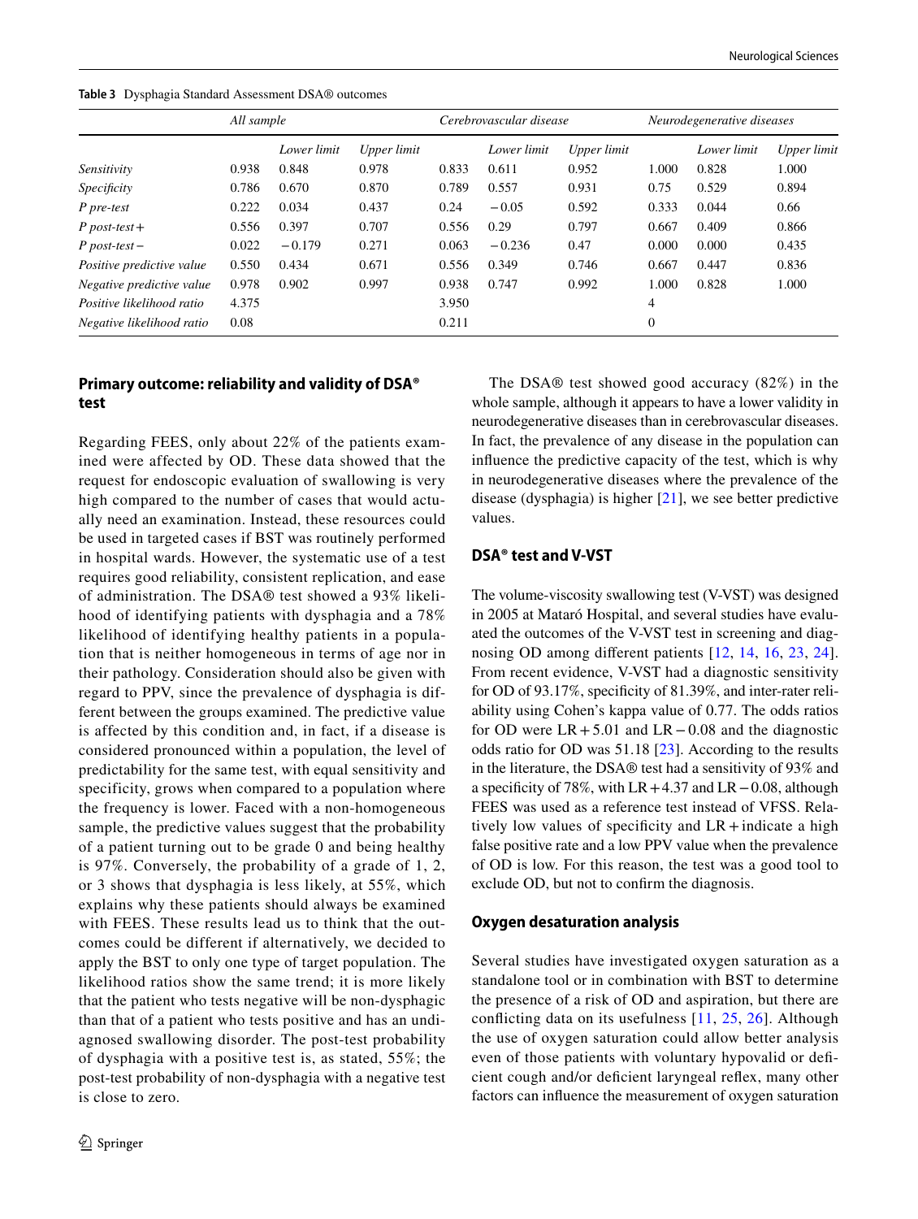**Table 3** Dysphagia Standard Assessment DSA® outcomes

| | *All sample* | | | *Cerebrovascular disease* | | | *Neurodegenerative diseases* | | |
|---|---|---|---|---|---|---|---|---|---|
| | | *Lower limit* | *Upper limit* | | *Lower limit* | *Upper limit* | | *Lower limit* | *Upper limit* |
| *Sensitivity* | 0.938 | 0.848 | 0.978 | 0.833 | 0.611 | 0.952 | 1.000 | 0.828 | 1.000 |
| *Specificity* | 0.786 | 0.670 | 0.870 | 0.789 | 0.557 | 0.931 | 0.75 | 0.529 | 0.894 |
| *P pre-test* | 0.222 | 0.034 | 0.437 | 0.24 | −0.05 | 0.592 | 0.333 | 0.044 | 0.66 |
| *P post-test+* | 0.556 | 0.397 | 0.707 | 0.556 | 0.29 | 0.797 | 0.667 | 0.409 | 0.866 |
| *P post-test−* | 0.022 | −0.179 | 0.271 | 0.063 | −0.236 | 0.47 | 0.000 | 0.000 | 0.435 |
| *Positive predictive value* | 0.550 | 0.434 | 0.671 | 0.556 | 0.349 | 0.746 | 0.667 | 0.447 | 0.836 |
| *Negative predictive value* | 0.978 | 0.902 | 0.997 | 0.938 | 0.747 | 0.992 | 1.000 | 0.828 | 1.000 |
| *Positive likelihood ratio* | 4.375 | | | 3.950 | | | 4 | | |
| *Negative likelihood ratio* | 0.08 | | | 0.211 | | | 0 | | |

## Primary outcome: reliability and validity of DSA® test

Regarding FEES, only about 22% of the patients examined were affected by OD. These data showed that the request for endoscopic evaluation of swallowing is very high compared to the number of cases that would actually need an examination. Instead, these resources could be used in targeted cases if BST was routinely performed in hospital wards. However, the systematic use of a test requires good reliability, consistent replication, and ease of administration. The DSA® test showed a 93% likelihood of identifying patients with dysphagia and a 78% likelihood of identifying healthy patients in a population that is neither homogeneous in terms of age nor in their pathology. Consideration should also be given with regard to PPV, since the prevalence of dysphagia is different between the groups examined. The predictive value is affected by this condition and, in fact, if a disease is considered pronounced within a population, the level of predictability for the same test, with equal sensitivity and specificity, grows when compared to a population where the frequency is lower. Faced with a non-homogeneous sample, the predictive values suggest that the probability of a patient turning out to be grade 0 and being healthy is 97%. Conversely, the probability of a grade of 1, 2, or 3 shows that dysphagia is less likely, at 55%, which explains why these patients should always be examined with FEES. These results lead us to think that the outcomes could be different if alternatively, we decided to apply the BST to only one type of target population. The likelihood ratios show the same trend; it is more likely that the patient who tests negative will be non-dysphagic than that of a patient who tests positive and has an undiagnosed swallowing disorder. The post-test probability of dysphagia with a positive test is, as stated, 55%; the post-test probability of non-dysphagia with a negative test is close to zero.

The DSA® test showed good accuracy (82%) in the whole sample, although it appears to have a lower validity in neurodegenerative diseases than in cerebrovascular diseases. In fact, the prevalence of any disease in the population can influence the predictive capacity of the test, which is why in neurodegenerative diseases where the prevalence of the disease (dysphagia) is higher [21], we see better predictive values.

## DSA® test and V-VST

The volume-viscosity swallowing test (V-VST) was designed in 2005 at Mataró Hospital, and several studies have evaluated the outcomes of the V-VST test in screening and diagnosing OD among different patients [12, 14, 16, 23, 24]. From recent evidence, V-VST had a diagnostic sensitivity for OD of 93.17%, specificity of 81.39%, and inter-rater reliability using Cohen's kappa value of 0.77. The odds ratios for OD were LR + 5.01 and LR − 0.08 and the diagnostic odds ratio for OD was 51.18 [23]. According to the results in the literature, the DSA® test had a sensitivity of 93% and a specificity of 78%, with LR + 4.37 and LR − 0.08, although FEES was used as a reference test instead of VFSS. Relatively low values of specificity and LR + indicate a high false positive rate and a low PPV value when the prevalence of OD is low. For this reason, the test was a good tool to exclude OD, but not to confirm the diagnosis.

## Oxygen desaturation analysis

Several studies have investigated oxygen saturation as a standalone tool or in combination with BST to determine the presence of a risk of OD and aspiration, but there are conflicting data on its usefulness [11, 25, 26]. Although the use of oxygen saturation could allow better analysis even of those patients with voluntary hypovalid or deficient cough and/or deficient laryngeal reflex, many other factors can influence the measurement of oxygen saturation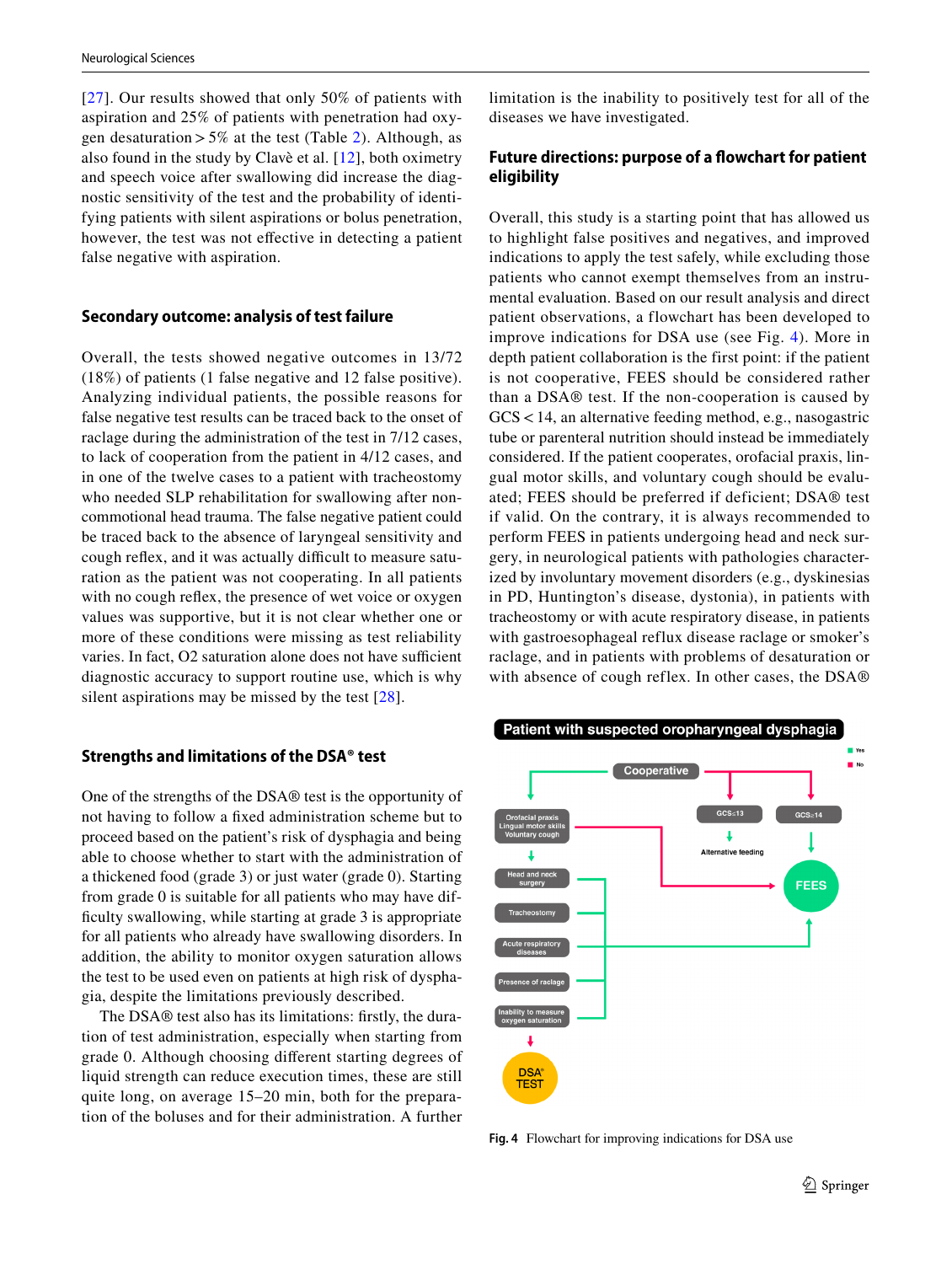[27]. Our results showed that only 50% of patients with aspiration and 25% of patients with penetration had oxygen desaturation > 5% at the test (Table 2). Although, as also found in the study by Clavè et al. [12], both oximetry and speech voice after swallowing did increase the diagnostic sensitivity of the test and the probability of identifying patients with silent aspirations or bolus penetration, however, the test was not effective in detecting a patient false negative with aspiration.

## Secondary outcome: analysis of test failure

Overall, the tests showed negative outcomes in 13/72 (18%) of patients (1 false negative and 12 false positive). Analyzing individual patients, the possible reasons for false negative test results can be traced back to the onset of raclage during the administration of the test in 7/12 cases, to lack of cooperation from the patient in 4/12 cases, and in one of the twelve cases to a patient with tracheostomy who needed SLP rehabilitation for swallowing after non-commotional head trauma. The false negative patient could be traced back to the absence of laryngeal sensitivity and cough reflex, and it was actually difficult to measure saturation as the patient was not cooperating. In all patients with no cough reflex, the presence of wet voice or oxygen values was supportive, but it is not clear whether one or more of these conditions were missing as test reliability varies. In fact, O2 saturation alone does not have sufficient diagnostic accuracy to support routine use, which is why silent aspirations may be missed by the test [28].

## Strengths and limitations of the DSA® test

One of the strengths of the DSA® test is the opportunity of not having to follow a fixed administration scheme but to proceed based on the patient's risk of dysphagia and being able to choose whether to start with the administration of a thickened food (grade 3) or just water (grade 0). Starting from grade 0 is suitable for all patients who may have difficulty swallowing, while starting at grade 3 is appropriate for all patients who already have swallowing disorders. In addition, the ability to monitor oxygen saturation allows the test to be used even on patients at high risk of dysphagia, despite the limitations previously described.

The DSA® test also has its limitations: firstly, the duration of test administration, especially when starting from grade 0. Although choosing different starting degrees of liquid strength can reduce execution times, these are still quite long, on average 15–20 min, both for the preparation of the boluses and for their administration. A further limitation is the inability to positively test for all of the diseases we have investigated.

## Future directions: purpose of a flowchart for patient eligibility

Overall, this study is a starting point that has allowed us to highlight false positives and negatives, and improved indications to apply the test safely, while excluding those patients who cannot exempt themselves from an instrumental evaluation. Based on our result analysis and direct patient observations, a flowchart has been developed to improve indications for DSA use (see Fig. 4). More in depth patient collaboration is the first point: if the patient is not cooperative, FEES should be considered rather than a DSA® test. If the non-cooperation is caused by GCS < 14, an alternative feeding method, e.g., nasogastric tube or parenteral nutrition should instead be immediately considered. If the patient cooperates, orofacial praxis, lingual motor skills, and voluntary cough should be evaluated; FEES should be preferred if deficient; DSA® test if valid. On the contrary, it is always recommended to perform FEES in patients undergoing head and neck surgery, in neurological patients with pathologies characterized by involuntary movement disorders (e.g., dyskinesias in PD, Huntington's disease, dystonia), in patients with tracheostomy or with acute respiratory disease, in patients with gastroesophageal reflux disease raclage or smoker's raclage, and in patients with problems of desaturation or with absence of cough reflex. In other cases, the DSA®

**Fig. 4** Flowchart for improving indications for DSA use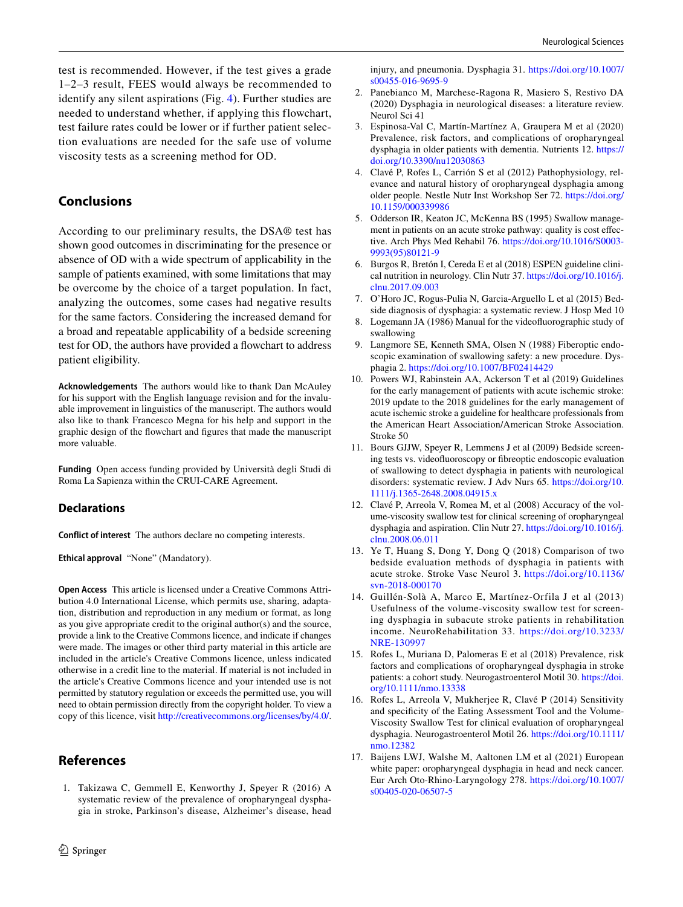test is recommended. However, if the test gives a grade 1–2–3 result, FEES would always be recommended to identify any silent aspirations (Fig. 4). Further studies are needed to understand whether, if applying this flowchart, test failure rates could be lower or if further patient selection evaluations are needed for the safe use of volume viscosity tests as a screening method for OD.

## Conclusions

According to our preliminary results, the DSA® test has shown good outcomes in discriminating for the presence or absence of OD with a wide spectrum of applicability in the sample of patients examined, with some limitations that may be overcome by the choice of a target population. In fact, analyzing the outcomes, some cases had negative results for the same factors. Considering the increased demand for a broad and repeatable applicability of a bedside screening test for OD, the authors have provided a flowchart to address patient eligibility.

**Acknowledgements** The authors would like to thank Dan McAuley for his support with the English language revision and for the invaluable improvement in linguistics of the manuscript. The authors would also like to thank Francesco Megna for his help and support in the graphic design of the flowchart and figures that made the manuscript more valuable.

**Funding** Open access funding provided by Università degli Studi di Roma La Sapienza within the CRUI-CARE Agreement.

## Declarations

**Conflict of interest** The authors declare no competing interests.

**Ethical approval** "None" (Mandatory).

**Open Access** This article is licensed under a Creative Commons Attribution 4.0 International License, which permits use, sharing, adaptation, distribution and reproduction in any medium or format, as long as you give appropriate credit to the original author(s) and the source, provide a link to the Creative Commons licence, and indicate if changes were made. The images or other third party material in this article are included in the article's Creative Commons licence, unless indicated otherwise in a credit line to the material. If material is not included in the article's Creative Commons licence and your intended use is not permitted by statutory regulation or exceeds the permitted use, you will need to obtain permission directly from the copyright holder. To view a copy of this licence, visit http://creativecommons.org/licenses/by/4.0/.

## References

1. Takizawa C, Gemmell E, Kenworthy J, Speyer R (2016) A systematic review of the prevalence of oropharyngeal dysphagia in stroke, Parkinson's disease, Alzheimer's disease, head injury, and pneumonia. Dysphagia 31. https://doi.org/10.1007/s00455-016-9695-9
2. Panebianco M, Marchese-Ragona R, Masiero S, Restivo DA (2020) Dysphagia in neurological diseases: a literature review. Neurol Sci 41
3. Espinosa-Val C, Martín-Martínez A, Graupera M et al (2020) Prevalence, risk factors, and complications of oropharyngeal dysphagia in older patients with dementia. Nutrients 12. https://doi.org/10.3390/nu12030863
4. Clavé P, Rofes L, Carrión S et al (2012) Pathophysiology, relevance and natural history of oropharyngeal dysphagia among older people. Nestle Nutr Inst Workshop Ser 72. https://doi.org/10.1159/000339986
5. Odderson IR, Keaton JC, McKenna BS (1995) Swallow management in patients on an acute stroke pathway: quality is cost effective. Arch Phys Med Rehabil 76. https://doi.org/10.1016/S0003-9993(95)80121-9
6. Burgos R, Bretón I, Cereda E et al (2018) ESPEN guideline clinical nutrition in neurology. Clin Nutr 37. https://doi.org/10.1016/j.clnu.2017.09.003
7. O'Horo JC, Rogus-Pulia N, Garcia-Arguello L et al (2015) Bedside diagnosis of dysphagia: a systematic review. J Hosp Med 10
8. Logemann JA (1986) Manual for the videofluorographic study of swallowing
9. Langmore SE, Kenneth SMA, Olsen N (1988) Fiberoptic endoscopic examination of swallowing safety: a new procedure. Dysphagia 2. https://doi.org/10.1007/BF02414429
10. Powers WJ, Rabinstein AA, Ackerson T et al (2019) Guidelines for the early management of patients with acute ischemic stroke: 2019 update to the 2018 guidelines for the early management of acute ischemic stroke a guideline for healthcare professionals from the American Heart Association/American Stroke Association. Stroke 50
11. Bours GJJW, Speyer R, Lemmens J et al (2009) Bedside screening tests vs. videofluoroscopy or fibreoptic endoscopic evaluation of swallowing to detect dysphagia in patients with neurological disorders: systematic review. J Adv Nurs 65. https://doi.org/10.1111/j.1365-2648.2008.04915.x
12. Clavé P, Arreola V, Romea M, et al (2008) Accuracy of the volume-viscosity swallow test for clinical screening of oropharyngeal dysphagia and aspiration. Clin Nutr 27. https://doi.org/10.1016/j.clnu.2008.06.011
13. Ye T, Huang S, Dong Y, Dong Q (2018) Comparison of two bedside evaluation methods of dysphagia in patients with acute stroke. Stroke Vasc Neurol 3. https://doi.org/10.1136/svn-2018-000170
14. Guillén-Solà A, Marco E, Martínez-Orfila J et al (2013) Usefulness of the volume-viscosity swallow test for screening dysphagia in subacute stroke patients in rehabilitation income. NeuroRehabilitation 33. https://doi.org/10.3233/NRE-130997
15. Rofes L, Muriana D, Palomeras E et al (2018) Prevalence, risk factors and complications of oropharyngeal dysphagia in stroke patients: a cohort study. Neurogastroenterol Motil 30. https://doi.org/10.1111/nmo.13338
16. Rofes L, Arreola V, Mukherjee R, Clavé P (2014) Sensitivity and specificity of the Eating Assessment Tool and the Volume-Viscosity Swallow Test for clinical evaluation of oropharyngeal dysphagia. Neurogastroenterol Motil 26. https://doi.org/10.1111/nmo.12382
17. Baijens LWJ, Walshe M, Aaltonen LM et al (2021) European white paper: oropharyngeal dysphagia in head and neck cancer. Eur Arch Oto-Rhino-Laryngology 278. https://doi.org/10.1007/s00405-020-06507-5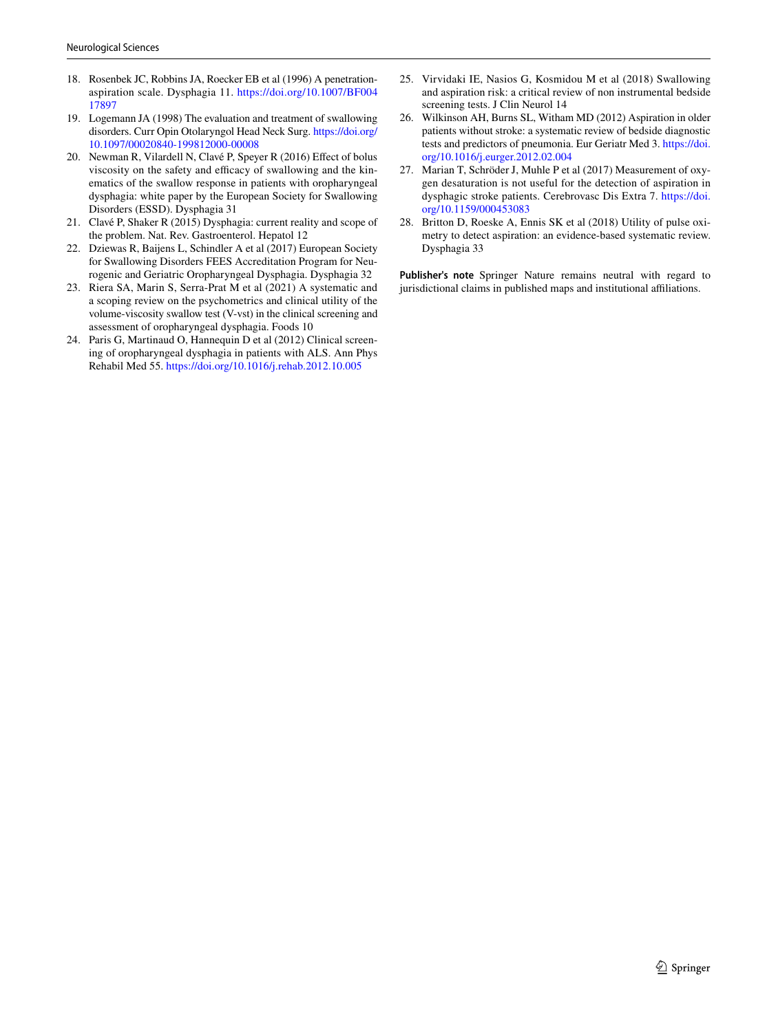18. Rosenbek JC, Robbins JA, Roecker EB et al (1996) A penetration-aspiration scale. Dysphagia 11. https://doi.org/10.1007/BF00417897
19. Logemann JA (1998) The evaluation and treatment of swallowing disorders. Curr Opin Otolaryngol Head Neck Surg. https://doi.org/10.1097/00020840-199812000-00008
20. Newman R, Vilardell N, Clavé P, Speyer R (2016) Effect of bolus viscosity on the safety and efficacy of swallowing and the kinematics of the swallow response in patients with oropharyngeal dysphagia: white paper by the European Society for Swallowing Disorders (ESSD). Dysphagia 31
21. Clavé P, Shaker R (2015) Dysphagia: current reality and scope of the problem. Nat. Rev. Gastroenterol. Hepatol 12
22. Dziewas R, Baijens L, Schindler A et al (2017) European Society for Swallowing Disorders FEES Accreditation Program for Neurogenic and Geriatric Oropharyngeal Dysphagia. Dysphagia 32
23. Riera SA, Marin S, Serra-Prat M et al (2021) A systematic and a scoping review on the psychometrics and clinical utility of the volume-viscosity swallow test (V-vst) in the clinical screening and assessment of oropharyngeal dysphagia. Foods 10
24. Paris G, Martinaud O, Hannequin D et al (2012) Clinical screening of oropharyngeal dysphagia in patients with ALS. Ann Phys Rehabil Med 55. https://doi.org/10.1016/j.rehab.2012.10.005
25. Virvidaki IE, Nasios G, Kosmidou M et al (2018) Swallowing and aspiration risk: a critical review of non instrumental bedside screening tests. J Clin Neurol 14
26. Wilkinson AH, Burns SL, Witham MD (2012) Aspiration in older patients without stroke: a systematic review of bedside diagnostic tests and predictors of pneumonia. Eur Geriatr Med 3. https://doi.org/10.1016/j.eurger.2012.02.004
27. Marian T, Schröder J, Muhle P et al (2017) Measurement of oxygen desaturation is not useful for the detection of aspiration in dysphagic stroke patients. Cerebrovasc Dis Extra 7. https://doi.org/10.1159/000453083
28. Britton D, Roeske A, Ennis SK et al (2018) Utility of pulse oximetry to detect aspiration: an evidence-based systematic review. Dysphagia 33

**Publisher's note** Springer Nature remains neutral with regard to jurisdictional claims in published maps and institutional affiliations.